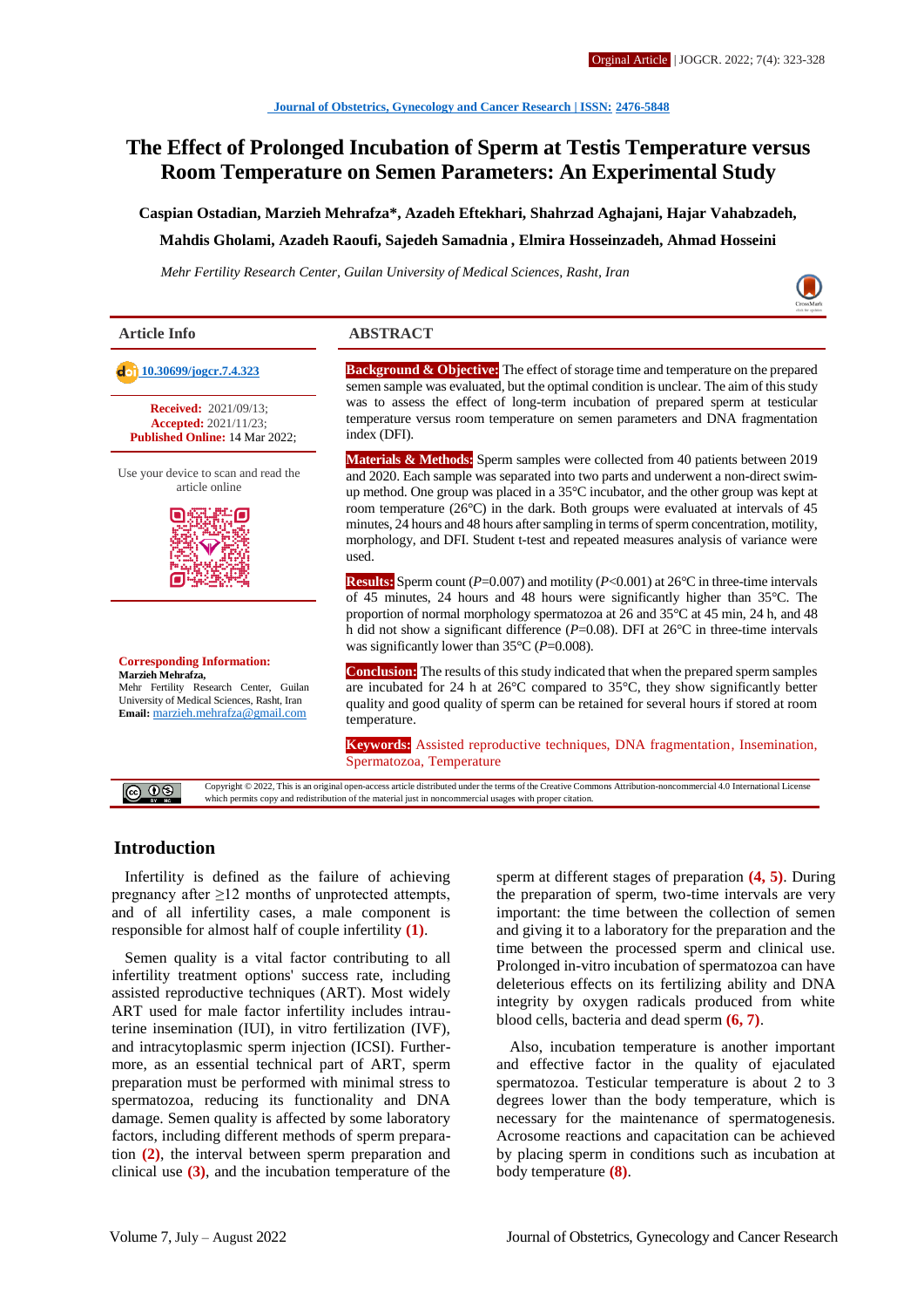Journal of Obstetrics, Gynecology and Cancer Research | ISSN: 2476-5848

# The Effect of Prolonged Incubation of Sperm at Testis Temperature versus Room Temperature on Semen Parameters: An Experimental Study

**Caspian Ostadian, Marzieh Mehrafza*, Azadeh Eftekhari, Shahzrad Aghajani, Hajar Vahabzadeh, Mahdis Gholami, Azadeh Raoufi, Sajedeh Samadnia , Elmira Hosseinzadeh, Ahmad Hosseini**

*Mehr Fertility Research Center, Guilan University of Medical Sciences, Rasht, Iran*

## Article Info

10.30699/jogcr.7.4.323

**Received:** 2021/09/13;
**Accepted:** 2021/11/23;
**Published Online:** 14 Mar 2022;

Use your device to scan and read the article online

**Corresponding Information:**
**Marzieh Mehrafza,**
Mehr Fertility Research Center, Guilan University of Medical Sciences, Rasht, Iran
**Email:** marzieh.mehrafza@gmail.com

## ABSTRACT

**Background & Objective:** The effect of storage time and temperature on the prepared semen sample was evaluated, but the optimal condition is unclear. The aim of this study was to assess the effect of long-term incubation of prepared sperm at testicular temperature versus room temperature on semen parameters and DNA fragmentation index (DFI).

**Materials & Methods:** Sperm samples were collected from 40 patients between 2019 and 2020. Each sample was separated into two parts and underwent a non-direct swim-up method. One group was placed in a 35°C incubator, and the other group was kept at room temperature (26°C) in the dark. Both groups were evaluated at intervals of 45 minutes, 24 hours and 48 hours after sampling in terms of sperm concentration, motility, morphology, and DFI. Student t-test and repeated measures analysis of variance were used.

**Results:** Sperm count ($P$=0.007) and motility ($P$<0.001) at 26°C in three-time intervals of 45 minutes, 24 hours and 48 hours were significantly higher than 35°C. The proportion of normal morphology spermatozoa at 26 and 35°C at 45 min, 24 h, and 48 h did not show a significant difference ($P$=0.08). DFI at 26°C in three-time intervals was significantly lower than 35°C ($P$=0.008).

**Conclusion:** The results of this study indicated that when the prepared sperm samples are incubated for 24 h at 26°C compared to 35°C, they show significantly better quality and good quality of sperm can be retained for several hours if stored at room temperature.

**Keywords:** Assisted reproductive techniques, DNA fragmentation, Insemination, Spermatozoa, Temperature

Copyright © 2022, This is an original open-access article distributed under the terms of the Creative Commons Attribution-noncommercial 4.0 International License which permits copy and redistribution of the material just in noncommercial usages with proper citation.

## Introduction

Infertility is defined as the failure of achieving pregnancy after ≥12 months of unprotected attempts, and of all infertility cases, a male component is responsible for almost half of couple infertility (1).

Semen quality is a vital factor contributing to all infertility treatment options' success rate, including assisted reproductive techniques (ART). Most widely ART used for male factor infertility includes intrauterine insemination (IUI), in vitro fertilization (IVF), and intracytoplasmic sperm injection (ICSI). Furthermore, as an essential technical part of ART, sperm preparation must be performed with minimal stress to spermatozoa, reducing its functionality and DNA damage. Semen quality is affected by some laboratory factors, including different methods of sperm preparation (2), the interval between sperm preparation and clinical use (3), and the incubation temperature of the sperm at different stages of preparation (4, 5). During the preparation of sperm, two-time intervals are very important: the time between the collection of semen and giving it to a laboratory for the preparation and the time between the processed sperm and clinical use. Prolonged in-vitro incubation of spermatozoa can have deleterious effects on its fertilizing ability and DNA integrity by oxygen radicals produced from white blood cells, bacteria and dead sperm (6, 7).

Also, incubation temperature is another important and effective factor in the quality of ejaculated spermatozoa. Testicular temperature is about 2 to 3 degrees lower than the body temperature, which is necessary for the maintenance of spermatogenesis. Acrosome reactions and capacitation can be achieved by placing sperm in conditions such as incubation at body temperature (8).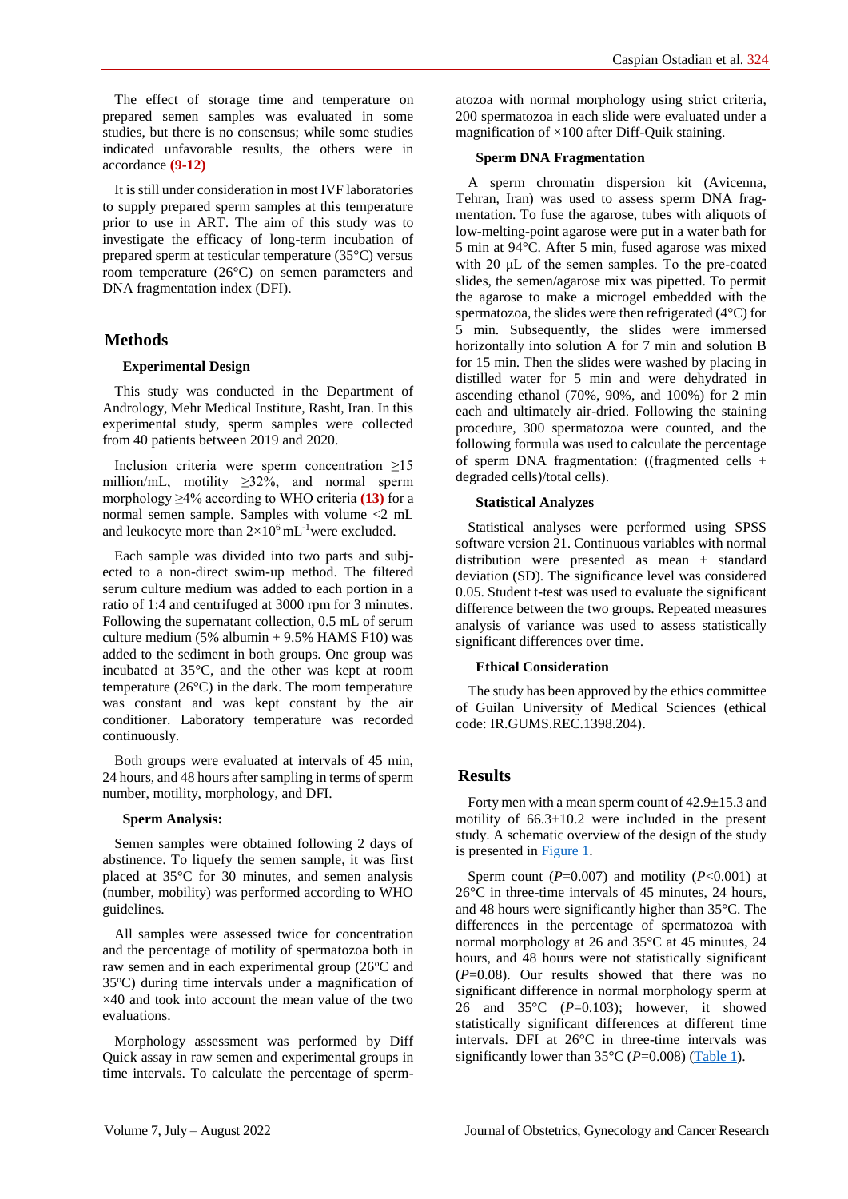The effect of storage time and temperature on prepared semen samples was evaluated in some studies, but there is no consensus; while some studies indicated unfavorable results, the others were in accordance **(9-12)**

It is still under consideration in most IVF laboratories to supply prepared sperm samples at this temperature prior to use in ART. The aim of this study was to investigate the efficacy of long-term incubation of prepared sperm at testicular temperature (35°C) versus room temperature (26°C) on semen parameters and DNA fragmentation index (DFI).

## Methods

### Experimental Design

This study was conducted in the Department of Andrology, Mehr Medical Institute, Rasht, Iran. In this experimental study, sperm samples were collected from 40 patients between 2019 and 2020.

Inclusion criteria were sperm concentration ≥15 million/mL, motility ≥32%, and normal sperm morphology ≥4% according to WHO criteria **(13)** for a normal semen sample. Samples with volume <2 mL and leukocyte more than $2\times10^{6}$ $mL^{-1}$ were excluded.

Each sample was divided into two parts and subjected to a non-direct swim-up method. The filtered serum culture medium was added to each portion in a ratio of 1:4 and centrifuged at 3000 rpm for 3 minutes. Following the supernatant collection, 0.5 mL of serum culture medium (5% albumin + 9.5% HAMS F10) was added to the sediment in both groups. One group was incubated at 35°C, and the other was kept at room temperature (26°C) in the dark. The room temperature was constant and was kept constant by the air conditioner. Laboratory temperature was recorded continuously.

Both groups were evaluated at intervals of 45 min, 24 hours, and 48 hours after sampling in terms of sperm number, motility, morphology, and DFI.

### Sperm Analysis:

Semen samples were obtained following 2 days of abstinence. To liquefy the semen sample, it was first placed at 35°C for 30 minutes, and semen analysis (number, mobility) was performed according to WHO guidelines.

All samples were assessed twice for concentration and the percentage of motility of spermatozoa both in raw semen and in each experimental group (26°C and 35°C) during time intervals under a magnification of ×40 and took into account the mean value of the two evaluations.

Morphology assessment was performed by Diff Quick assay in raw semen and experimental groups in time intervals. To calculate the percentage of spermatozoa with normal morphology using strict criteria, 200 spermatozoa in each slide were evaluated under a magnification of ×100 after Diff-Quik staining.

### Sperm DNA Fragmentation

A sperm chromatin dispersion kit (Avicenna, Tehran, Iran) was used to assess sperm DNA fragmentation. To fuse the agarose, tubes with aliquots of low-melting-point agarose were put in a water bath for 5 min at 94°C. After 5 min, fused agarose was mixed with 20 μL of the semen samples. To the pre-coated slides, the semen/agarose mix was pipetted. To permit the agarose to make a microgel embedded with the spermatozoa, the slides were then refrigerated (4°C) for 5 min. Subsequently, the slides were immersed horizontally into solution A for 7 min and solution B for 15 min. Then the slides were washed by placing in distilled water for 5 min and were dehydrated in ascending ethanol (70%, 90%, and 100%) for 2 min each and ultimately air-dried. Following the staining procedure, 300 spermatozoa were counted, and the following formula was used to calculate the percentage of sperm DNA fragmentation: ((fragmented cells + degraded cells)/total cells).

### Statistical Analyzes

Statistical analyses were performed using SPSS software version 21. Continuous variables with normal distribution were presented as mean ± standard deviation (SD). The significance level was considered 0.05. Student t-test was used to evaluate the significant difference between the two groups. Repeated measures analysis of variance was used to assess statistically significant differences over time.

### Ethical Consideration

The study has been approved by the ethics committee of Guilan University of Medical Sciences (ethical code: IR.GUMS.REC.1398.204).

## Results

Forty men with a mean sperm count of 42.9±15.3 and motility of 66.3±10.2 were included in the present study. A schematic overview of the design of the study is presented in Figure 1.

Sperm count ($P$=0.007) and motility ($P$<0.001) at 26°C in three-time intervals of 45 minutes, 24 hours, and 48 hours were significantly higher than 35°C. The differences in the percentage of spermatozoa with normal morphology at 26 and 35°C at 45 minutes, 24 hours, and 48 hours were not statistically significant ($P$=0.08). Our results showed that there was no significant difference in normal morphology sperm at 26 and 35°C ($P$=0.103); however, it showed statistically significant differences at different time intervals. DFI at 26°C in three-time intervals was significantly lower than 35°C ($P$=0.008) (Table 1).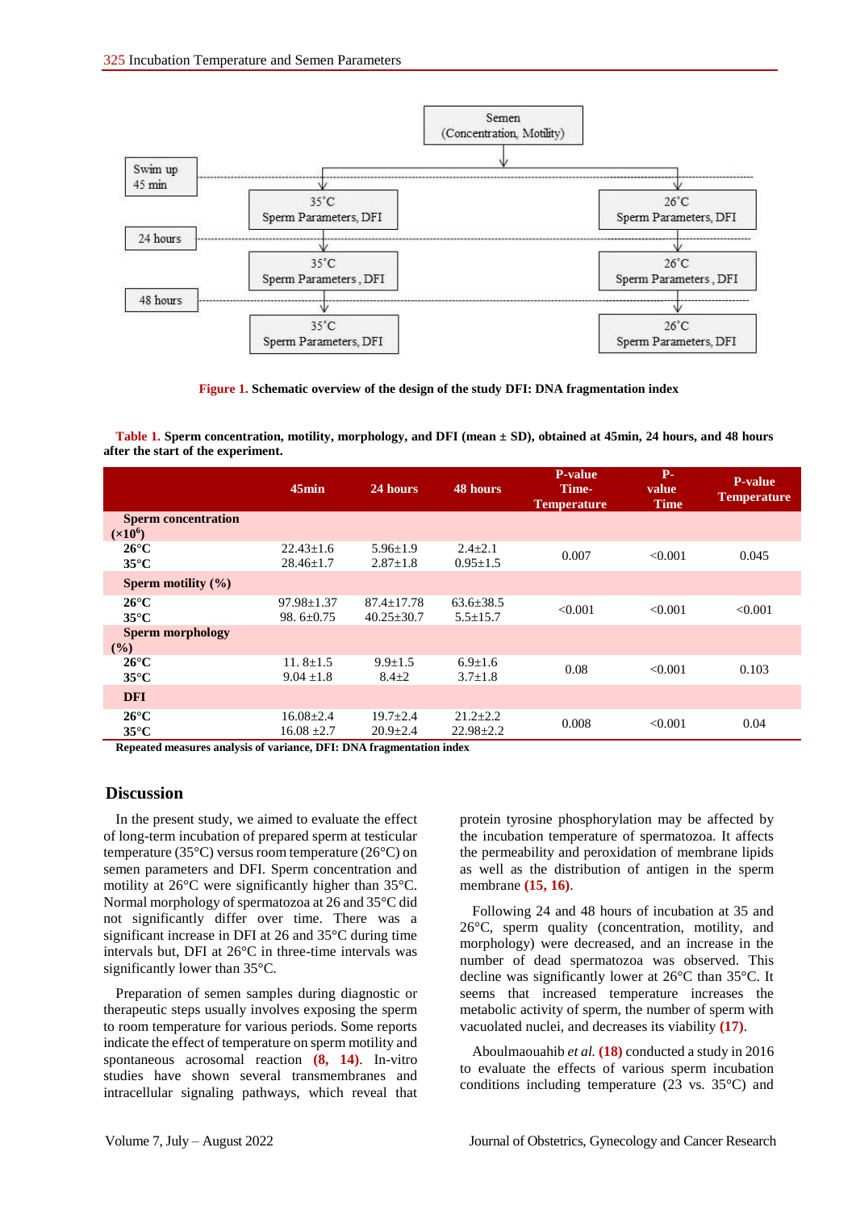Figure 1. Schematic overview of the design of the study DFI: DNA fragmentation index

Table 1. Sperm concentration, motility, morphology, and DFI (mean ± SD), obtained at 45min, 24 hours, and 48 hours after the start of the experiment.

| | 45min | 24 hours | 48 hours | P-value Time-Temperature | P-value Time | P-value Temperature |
|---|---|---|---|---|---|---|
| **Sperm concentration ($\times10^6$)** | | | | | | |
| **26°C** | 22.43±1.6 | 5.96±1.9 | 2.4±2.1 | 0.007 | <0.001 | 0.045 |
| **35°C** | 28.46±1.7 | 2.87±1.8 | 0.95±1.5 | | | |
| **Sperm motility (%)** | | | | | | |
| **26°C** | 97.98±1.37 | 87.4±17.78 | 63.6±38.5 | <0.001 | <0.001 | <0.001 |
| **35°C** | 98. 6±0.75 | 40.25±30.7 | 5.5±15.7 | | | |
| **Sperm morphology (%)** | | | | | | |
| **26°C** | 11. 8±1.5 | 9.9±1.5 | 6.9±1.6 | 0.08 | <0.001 | 0.103 |
| **35°C** | 9.04 ±1.8 | 8.4±2 | 3.7±1.8 | | | |
| **DFI** | | | | | | |
| **26°C** | 16.08±2.4 | 19.7±2.4 | 21.2±2.2 | 0.008 | <0.001 | 0.04 |
| **35°C** | 16.08 ±2.7 | 20.9±2.4 | 22.98±2.2 | | | |

Repeated measures analysis of variance, DFI: DNA fragmentation index

## Discussion

In the present study, we aimed to evaluate the effect of long-term incubation of prepared sperm at testicular temperature (35°C) versus room temperature (26°C) on semen parameters and DFI. Sperm concentration and motility at 26°C were significantly higher than 35°C. Normal morphology of spermatozoa at 26 and 35°C did not significantly differ over time. There was a significant increase in DFI at 26 and 35°C during time intervals but, DFI at 26°C in three-time intervals was significantly lower than 35°C.

Preparation of semen samples during diagnostic or therapeutic steps usually involves exposing the sperm to room temperature for various periods. Some reports indicate the effect of temperature on sperm motility and spontaneous acrosomal reaction (8, 14). In-vitro studies have shown several transmembranes and intracellular signaling pathways, which reveal that protein tyrosine phosphorylation may be affected by the incubation temperature of spermatozoa. It affects the permeability and peroxidation of membrane lipids as well as the distribution of antigen in the sperm membrane (15, 16).

Following 24 and 48 hours of incubation at 35 and 26°C, sperm quality (concentration, motility, and morphology) were decreased, and an increase in the number of dead spermatozoa was observed. This decline was significantly lower at 26°C than 35°C. It seems that increased temperature increases the metabolic activity of sperm, the number of sperm with vacuolated nuclei, and decreases its viability (17).

Aboulmaouahib *et al.* (18) conducted a study in 2016 to evaluate the effects of various sperm incubation conditions including temperature (23 vs. 35°C) and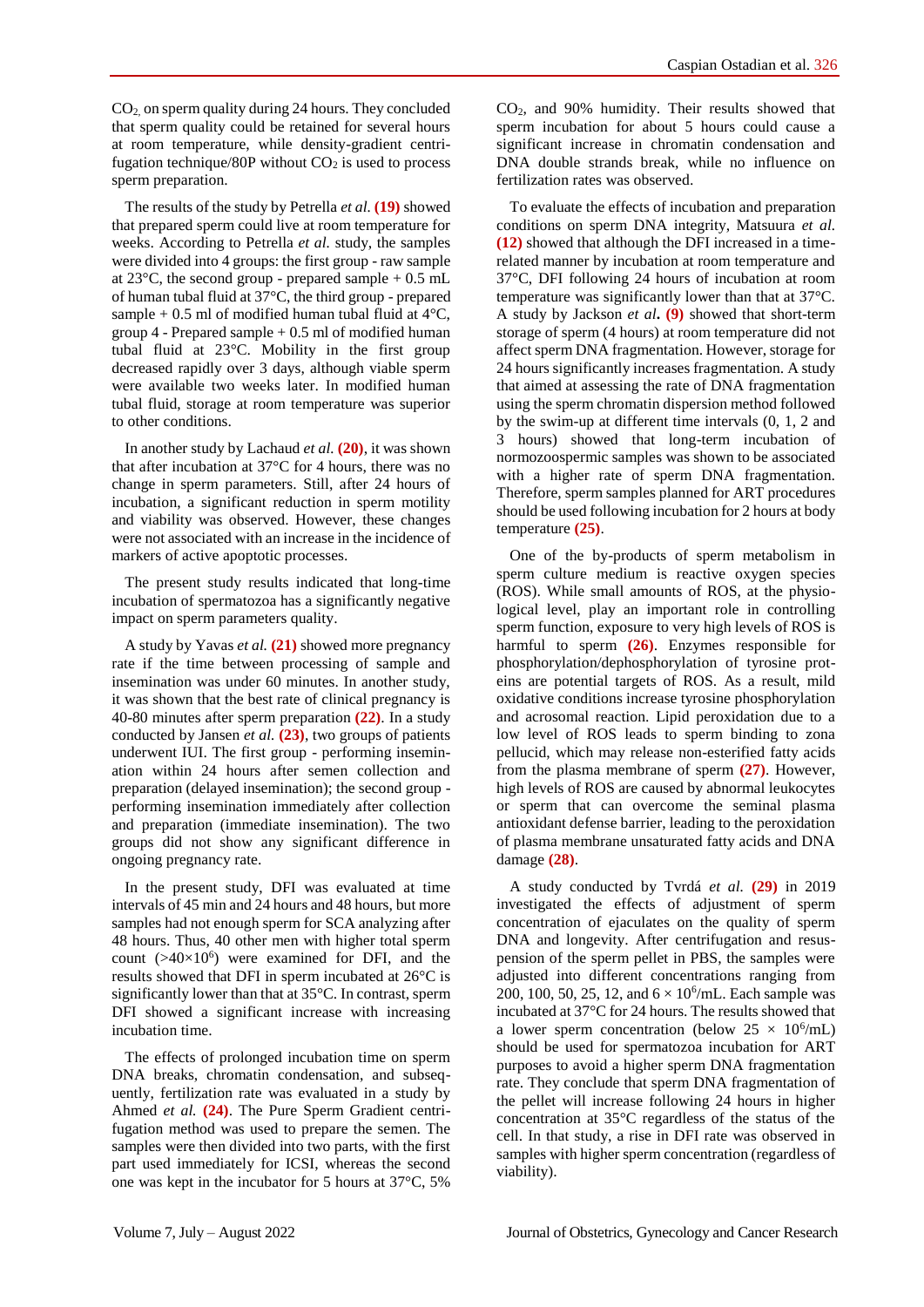$CO_2$, on sperm quality during 24 hours. They concluded that sperm quality could be retained for several hours at room temperature, while density-gradient centrifugation technique/80P without $CO_2$ is used to process sperm preparation.

The results of the study by Petrella *et al.* **(19)** showed that prepared sperm could live at room temperature for weeks. According to Petrella *et al.* study, the samples were divided into 4 groups: the first group - raw sample at 23°C, the second group - prepared sample + 0.5 mL of human tubal fluid at 37°C, the third group - prepared sample + 0.5 ml of modified human tubal fluid at 4°C, group 4 - Prepared sample + 0.5 ml of modified human tubal fluid at 23°C. Mobility in the first group decreased rapidly over 3 days, although viable sperm were available two weeks later. In modified human tubal fluid, storage at room temperature was superior to other conditions.

In another study by Lachaud *et al.* **(20)**, it was shown that after incubation at 37°C for 4 hours, there was no change in sperm parameters. Still, after 24 hours of incubation, a significant reduction in sperm motility and viability was observed. However, these changes were not associated with an increase in the incidence of markers of active apoptotic processes.

The present study results indicated that long-time incubation of spermatozoa has a significantly negative impact on sperm parameters quality.

A study by Yavas *et al.* **(21)** showed more pregnancy rate if the time between processing of sample and insemination was under 60 minutes. In another study, it was shown that the best rate of clinical pregnancy is 40-80 minutes after sperm preparation **(22)**. In a study conducted by Jansen *et al.* **(23)**, two groups of patients underwent IUI. The first group - performing insemination within 24 hours after semen collection and preparation (delayed insemination); the second group - performing insemination immediately after collection and preparation (immediate insemination). The two groups did not show any significant difference in ongoing pregnancy rate.

In the present study, DFI was evaluated at time intervals of 45 min and 24 hours and 48 hours, but more samples had not enough sperm for SCA analyzing after 48 hours. Thus, 40 other men with higher total sperm count ($>40\times10^6$) were examined for DFI, and the results showed that DFI in sperm incubated at 26°C is significantly lower than that at 35°C. In contrast, sperm DFI showed a significant increase with increasing incubation time.

The effects of prolonged incubation time on sperm DNA breaks, chromatin condensation, and subsequently, fertilization rate was evaluated in a study by Ahmed *et al.* **(24)**. The Pure Sperm Gradient centrifugation method was used to prepare the semen. The samples were then divided into two parts, with the first part used immediately for ICSI, whereas the second one was kept in the incubator for 5 hours at 37°C, 5% $CO_2$, and 90% humidity. Their results showed that sperm incubation for about 5 hours could cause a significant increase in chromatin condensation and DNA double strands break, while no influence on fertilization rates was observed.

To evaluate the effects of incubation and preparation conditions on sperm DNA integrity, Matsuura *et al.* **(12)** showed that although the DFI increased in a time-related manner by incubation at room temperature and 37°C, DFI following 24 hours of incubation at room temperature was significantly lower than that at 37°C. A study by Jackson *et al.* **(9)** showed that short-term storage of sperm (4 hours) at room temperature did not affect sperm DNA fragmentation. However, storage for 24 hours significantly increases fragmentation. A study that aimed at assessing the rate of DNA fragmentation using the sperm chromatin dispersion method followed by the swim-up at different time intervals (0, 1, 2 and 3 hours) showed that long-term incubation of normozoospermic samples was shown to be associated with a higher rate of sperm DNA fragmentation. Therefore, sperm samples planned for ART procedures should be used following incubation for 2 hours at body temperature **(25)**.

One of the by-products of sperm metabolism in sperm culture medium is reactive oxygen species (ROS). While small amounts of ROS, at the physiological level, play an important role in controlling sperm function, exposure to very high levels of ROS is harmful to sperm **(26)**. Enzymes responsible for phosphorylation/dephosphorylation of tyrosine proteins are potential targets of ROS. As a result, mild oxidative conditions increase tyrosine phosphorylation and acrosomal reaction. Lipid peroxidation due to a low level of ROS leads to sperm binding to zona pellucid, which may release non-esterified fatty acids from the plasma membrane of sperm **(27)**. However, high levels of ROS are caused by abnormal leukocytes or sperm that can overcome the seminal plasma antioxidant defense barrier, leading to the peroxidation of plasma membrane unsaturated fatty acids and DNA damage **(28)**.

A study conducted by Tvrdá *et al.* **(29)** in 2019 investigated the effects of adjustment of sperm concentration of ejaculates on the quality of sperm DNA and longevity. After centrifugation and resuspension of the sperm pellet in PBS, the samples were adjusted into different concentrations ranging from 200, 100, 50, 25, 12, and $6\times10^6$/mL. Each sample was incubated at 37°C for 24 hours. The results showed that a lower sperm concentration (below $25\times10^6$/mL) should be used for spermatozoa incubation for ART purposes to avoid a higher sperm DNA fragmentation rate. They conclude that sperm DNA fragmentation of the pellet will increase following 24 hours in higher concentration at 35°C regardless of the status of the cell. In that study, a rise in DFI rate was observed in samples with higher sperm concentration (regardless of viability).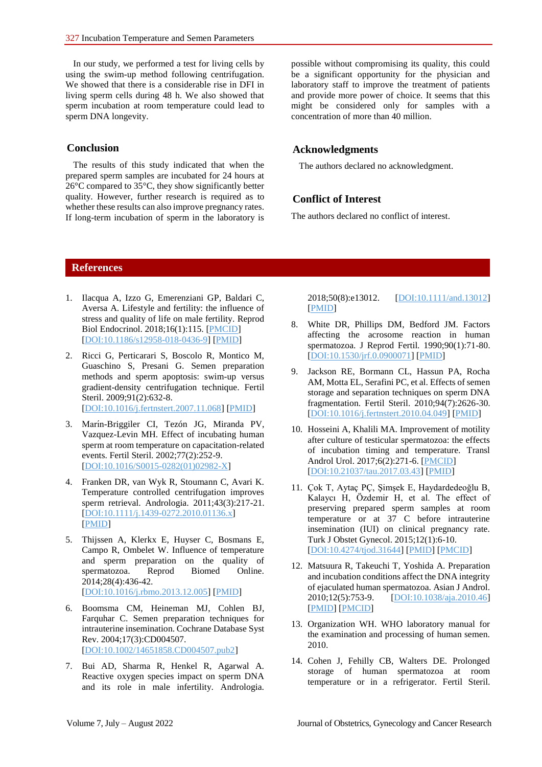In our study, we performed a test for living cells by using the swim-up method following centrifugation. We showed that there is a considerable rise in DFI in living sperm cells during 48 h. We also showed that sperm incubation at room temperature could lead to sperm DNA longevity.

## Conclusion

The results of this study indicated that when the prepared sperm samples are incubated for 24 hours at 26°C compared to 35°C, they show significantly better quality. However, further research is required as to whether these results can also improve pregnancy rates. If long-term incubation of sperm in the laboratory is possible without compromising its quality, this could be a significant opportunity for the physician and laboratory staff to improve the treatment of patients and provide more power of choice. It seems that this might be considered only for samples with a concentration of more than 40 million.

## Acknowledgments

The authors declared no acknowledgment.

## Conflict of Interest

The authors declared no conflict of interest.

## References

1. Ilacqua A, Izzo G, Emerenziani GP, Baldari C, Aversa A. Lifestyle and fertility: the influence of stress and quality of life on male fertility. Reprod Biol Endocrinol. 2018;16(1):115. [PMCID] [DOI:10.1186/s12958-018-0436-9] [PMID]
2. Ricci G, Perticarari S, Boscolo R, Montico M, Guaschino S, Presani G. Semen preparation methods and sperm apoptosis: swim-up versus gradient-density centrifugation technique. Fertil Steril. 2009;91(2):632-8. [DOI:10.1016/j.fertnstert.2007.11.068] [PMID]
3. Marín-Briggiler CI, Tezón JG, Miranda PV, Vazquez-Levin MH. Effect of incubating human sperm at room temperature on capacitation-related events. Fertil Steril. 2002;77(2):252-9. [DOI:10.1016/S0015-0282(01)02982-X]
4. Franken DR, van Wyk R, Stoumann C, Avari K. Temperature controlled centrifugation improves sperm retrieval. Andrologia. 2011;43(3):217-21. [DOI:10.1111/j.1439-0272.2010.01136.x] [PMID]
5. Thijssen A, Klerkx E, Huyser C, Bosmans E, Campo R, Ombelet W. Influence of temperature and sperm preparation on the quality of spermatozoa. Reprod Biomed Online. 2014;28(4):436-42. [DOI:10.1016/j.rbmo.2013.12.005] [PMID]
6. Boomsma CM, Heineman MJ, Cohlen BJ, Farquhar C. Semen preparation techniques for intrauterine insemination. Cochrane Database Syst Rev. 2004;17(3):CD004507. [DOI:10.1002/14651858.CD004507.pub2]
7. Bui AD, Sharma R, Henkel R, Agarwal A. Reactive oxygen species impact on sperm DNA and its role in male infertility. Andrologia. 2018;50(8):e13012. [DOI:10.1111/and.13012] [PMID]
8. White DR, Phillips DM, Bedford JM. Factors affecting the acrosome reaction in human spermatozoa. J Reprod Fertil. 1990;90(1):71-80. [DOI:10.1530/jrf.0.0900071] [PMID]
9. Jackson RE, Bormann CL, Hassun PA, Rocha AM, Motta EL, Serafini PC, et al. Effects of semen storage and separation techniques on sperm DNA fragmentation. Fertil Steril. 2010;94(7):2626-30. [DOI:10.1016/j.fertnstert.2010.04.049] [PMID]
10. Hosseini A, Khalili MA. Improvement of motility after culture of testicular spermatozoa: the effects of incubation timing and temperature. Transl Androl Urol. 2017;6(2):271-6. [PMCID] [DOI:10.21037/tau.2017.03.43] [PMID]
11. Çok T, Aytaç PÇ, Şimşek E, Haydardedeoğlu B, Kalaycı H, Özdemir H, et al. The effect of preserving prepared sperm samples at room temperature or at 37 C before intrauterine insemination (IUI) on clinical pregnancy rate. Turk J Obstet Gynecol. 2015;12(1):6-10. [DOI:10.4274/tjod.31644] [PMID] [PMCID]
12. Matsuura R, Takeuchi T, Yoshida A. Preparation and incubation conditions affect the DNA integrity of ejaculated human spermatozoa. Asian J Androl. 2010;12(5):753-9. [DOI:10.1038/aja.2010.46] [PMID] [PMCID]
13. Organization WH. WHO laboratory manual for the examination and processing of human semen. 2010.
14. Cohen J, Fehilly CB, Walters DE. Prolonged storage of human spermatozoa at room temperature or in a refrigerator. Fertil Steril.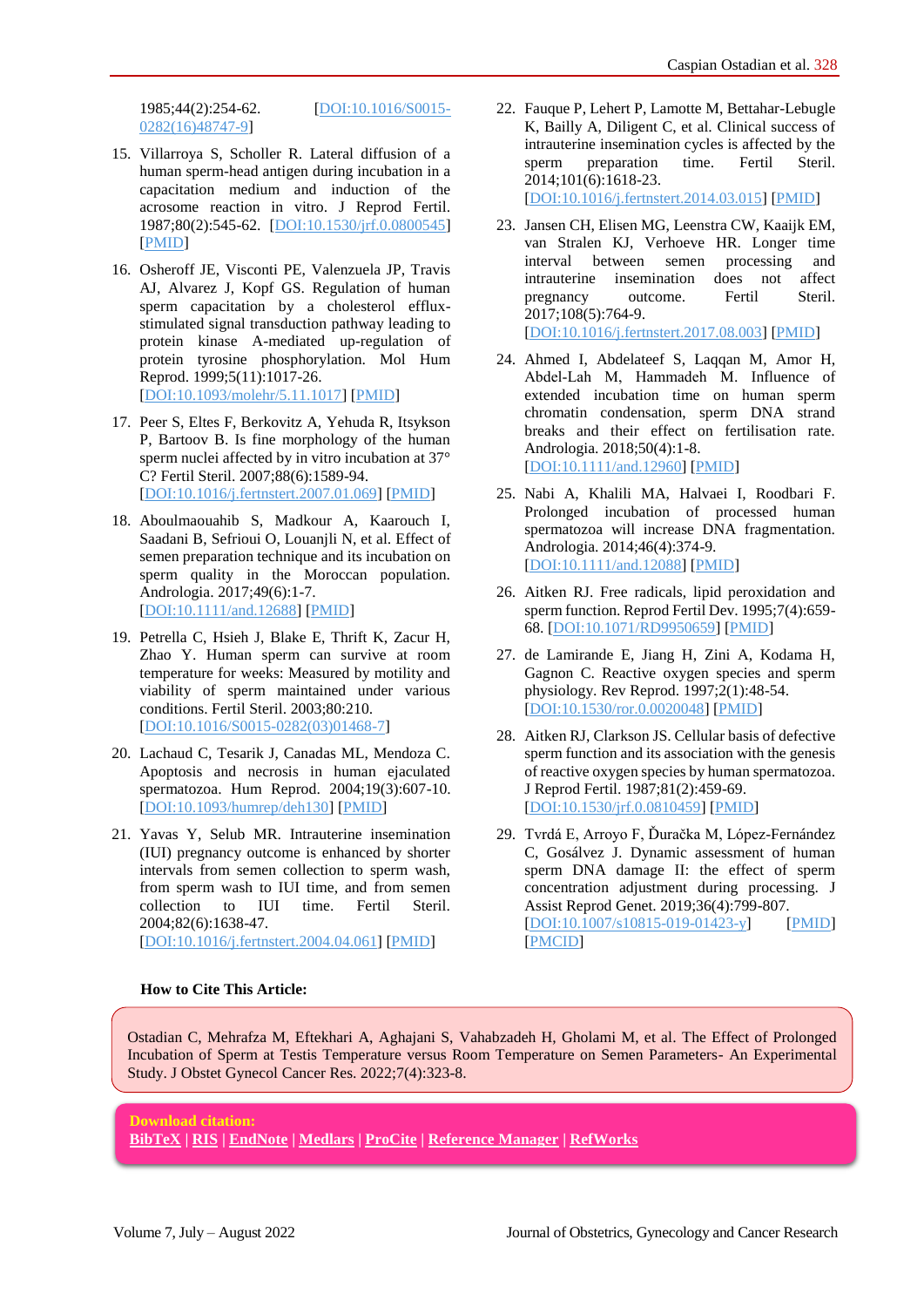1985;44(2):254-62. [DOI:10.1016/S0015-0282(16)48747-9]

15. Villarroya S, Scholler R. Lateral diffusion of a human sperm-head antigen during incubation in a capacitation medium and induction of the acrosome reaction in vitro. J Reprod Fertil. 1987;80(2):545-62. [DOI:10.1530/jrf.0.0800545] [PMID]
16. Osheroff JE, Visconti PE, Valenzuela JP, Travis AJ, Alvarez J, Kopf GS. Regulation of human sperm capacitation by a cholesterol efflux-stimulated signal transduction pathway leading to protein kinase A-mediated up-regulation of protein tyrosine phosphorylation. Mol Hum Reprod. 1999;5(11):1017-26. [DOI:10.1093/molehr/5.11.1017] [PMID]
17. Peer S, Eltes F, Berkovitz A, Yehuda R, Itsykson P, Bartoov B. Is fine morphology of the human sperm nuclei affected by in vitro incubation at 37° C? Fertil Steril. 2007;88(6):1589-94. [DOI:10.1016/j.fertnstert.2007.01.069] [PMID]
18. Aboulmaouahib S, Madkour A, Kaarouch I, Saadani B, Sefrioui O, Louanjli N, et al. Effect of semen preparation technique and its incubation on sperm quality in the Moroccan population. Andrologia. 2017;49(6):1-7. [DOI:10.1111/and.12688] [PMID]
19. Petrella C, Hsieh J, Blake E, Thrift K, Zacur H, Zhao Y. Human sperm can survive at room temperature for weeks: Measured by motility and viability of sperm maintained under various conditions. Fertil Steril. 2003;80:210. [DOI:10.1016/S0015-0282(03)01468-7]
20. Lachaud C, Tesarik J, Canadas ML, Mendoza C. Apoptosis and necrosis in human ejaculated spermatozoa. Hum Reprod. 2004;19(3):607-10. [DOI:10.1093/humrep/deh130] [PMID]
21. Yavas Y, Selub MR. Intrauterine insemination (IUI) pregnancy outcome is enhanced by shorter intervals from semen collection to sperm wash, from sperm wash to IUI time, and from semen collection to IUI time. Fertil Steril. 2004;82(6):1638-47. [DOI:10.1016/j.fertnstert.2004.04.061] [PMID]
22. Fauque P, Lehert P, Lamotte M, Bettahar-Lebugle K, Bailly A, Diligent C, et al. Clinical success of intrauterine insemination cycles is affected by the sperm preparation time. Fertil Steril. 2014;101(6):1618-23. [DOI:10.1016/j.fertnstert.2014.03.015] [PMID]
23. Jansen CH, Elisen MG, Leenstra CW, Kaaijk EM, van Stralen KJ, Verhoeve HR. Longer time interval between semen processing and intrauterine insemination does not affect pregnancy outcome. Fertil Steril. 2017;108(5):764-9. [DOI:10.1016/j.fertnstert.2017.08.003] [PMID]
24. Ahmed I, Abdelateef S, Laqqan M, Amor H, Abdel-Lah M, Hammadeh M. Influence of extended incubation time on human sperm chromatin condensation, sperm DNA strand breaks and their effect on fertilisation rate. Andrologia. 2018;50(4):1-8. [DOI:10.1111/and.12960] [PMID]
25. Nabi A, Khalili MA, Halvaei I, Roodbari F. Prolonged incubation of processed human spermatozoa will increase DNA fragmentation. Andrologia. 2014;46(4):374-9. [DOI:10.1111/and.12088] [PMID]
26. Aitken RJ. Free radicals, lipid peroxidation and sperm function. Reprod Fertil Dev. 1995;7(4):659-68. [DOI:10.1071/RD9950659] [PMID]
27. de Lamirande E, Jiang H, Zini A, Kodama H, Gagnon C. Reactive oxygen species and sperm physiology. Rev Reprod. 1997;2(1):48-54. [DOI:10.1530/ror.0.0020048] [PMID]
28. Aitken RJ, Clarkson JS. Cellular basis of defective sperm function and its association with the genesis of reactive oxygen species by human spermatozoa. J Reprod Fertil. 1987;81(2):459-69. [DOI:10.1530/jrf.0.0810459] [PMID]
29. Tvrdá E, Arroyo F, Ďuračka M, López-Fernández C, Gosálvez J. Dynamic assessment of human sperm DNA damage II: the effect of sperm concentration adjustment during processing. J Assist Reprod Genet. 2019;36(4):799-807. [DOI:10.1007/s10815-019-01423-y] [PMID] [PMCID]

**How to Cite This Article:**

Ostadian C, Mehrafza M, Eftekhari A, Aghajani S, Vahabzadeh H, Gholami M, et al. The Effect of Prolonged Incubation of Sperm at Testis Temperature versus Room Temperature on Semen Parameters- An Experimental Study. J Obstet Gynecol Cancer Res. 2022;7(4):323-8.

**Download citation:**
**BibTeX | RIS | EndNote | Medlars | ProCite | Reference Manager | RefWorks**